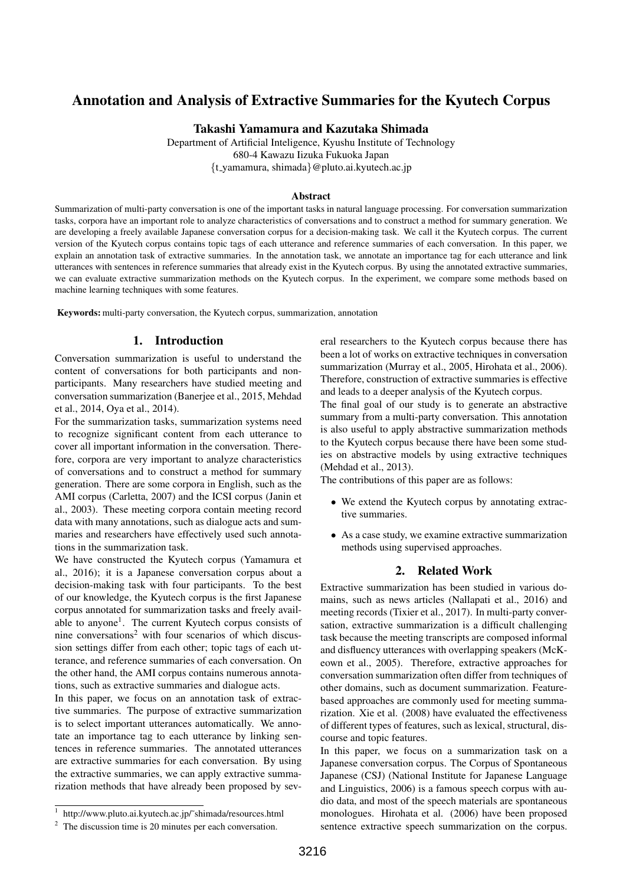# Annotation and Analysis of Extractive Summaries for the Kyutech Corpus

**Takashi Yamamura and Kazutaka Shimada**

Department of Artificial Inteligence, Kyushu Institute of Technology
680-4 Kawazu Iizuka Fukuoka Japan
{t_yamamura, shimada}@pluto.ai.kyutech.ac.jp

### Abstract

Summarization of multi-party conversation is one of the important tasks in natural language processing. For conversation summarization tasks, corpora have an important role to analyze characteristics of conversations and to construct a method for summary generation. We are developing a freely available Japanese conversation corpus for a decision-making task. We call it the Kyutech corpus. The current version of the Kyutech corpus contains topic tags of each utterance and reference summaries of each conversation. In this paper, we explain an annotation task of extractive summaries. In the annotation task, we annotate an importance tag for each utterance and link utterances with sentences in reference summaries that already exist in the Kyutech corpus. By using the annotated extractive summaries, we can evaluate extractive summarization methods on the Kyutech corpus. In the experiment, we compare some methods based on machine learning techniques with some features.

**Keywords:** multi-party conversation, the Kyutech corpus, summarization, annotation

## 1. Introduction

Conversation summarization is useful to understand the content of conversations for both participants and non-participants. Many researchers have studied meeting and conversation summarization (Banerjee et al., 2015, Mehdad et al., 2014, Oya et al., 2014).

For the summarization tasks, summarization systems need to recognize significant content from each utterance to cover all important information in the conversation. Therefore, corpora are very important to analyze characteristics of conversations and to construct a method for summary generation. There are some corpora in English, such as the AMI corpus (Carletta, 2007) and the ICSI corpus (Janin et al., 2003). These meeting corpora contain meeting record data with many annotations, such as dialogue acts and summaries and researchers have effectively used such annotations in the summarization task.

We have constructed the Kyutech corpus (Yamamura et al., 2016); it is a Japanese conversation corpus about a decision-making task with four participants. To the best of our knowledge, the Kyutech corpus is the first Japanese corpus annotated for summarization tasks and freely available to anyone[1]. The current Kyutech corpus consists of nine conversations[2] with four scenarios of which discussion settings differ from each other; topic tags of each utterance, and reference summaries of each conversation. On the other hand, the AMI corpus contains numerous annotations, such as extractive summaries and dialogue acts.

In this paper, we focus on an annotation task of extractive summaries. The purpose of extractive summarization is to select important utterances automatically. We annotate an importance tag to each utterance by linking sentences in reference summaries. The annotated utterances are extractive summaries for each conversation. By using the extractive summaries, we can apply extractive summarization methods that have already been proposed by several researchers to the Kyutech corpus because there has been a lot of works on extractive techniques in conversation summarization (Murray et al., 2005, Hirohata et al., 2006). Therefore, construction of extractive summaries is effective and leads to a deeper analysis of the Kyutech corpus.

The final goal of our study is to generate an abstractive summary from a multi-party conversation. This annotation is also useful to apply abstractive summarization methods to the Kyutech corpus because there have been some studies on abstractive models by using extractive techniques (Mehdad et al., 2013).

The contributions of this paper are as follows:

- We extend the Kyutech corpus by annotating extractive summaries.
- As a case study, we examine extractive summarization methods using supervised approaches.

## 2. Related Work

Extractive summarization has been studied in various domains, such as news articles (Nallapati et al., 2016) and meeting records (Tixier et al., 2017). In multi-party conversation, extractive summarization is a difficult challenging task because the meeting transcripts are composed informal and disfluency utterances with overlapping speakers (McKeown et al., 2005). Therefore, extractive approaches for conversation summarization often differ from techniques of other domains, such as document summarization. Feature-based approaches are commonly used for meeting summarization. Xie et al. (2008) have evaluated the effectiveness of different types of features, such as lexical, structural, discourse and topic features.

In this paper, we focus on a summarization task on a Japanese conversation corpus. The Corpus of Spontaneous Japanese (CSJ) (National Institute for Japanese Language and Linguistics, 2006) is a famous speech corpus with audio data, and most of the speech materials are spontaneous monologues. Hirohata et al. (2006) have been proposed sentence extractive speech summarization on the corpus.

[1] http://www.pluto.ai.kyutech.ac.jp/~shimada/resources.html

[2] The discussion time is 20 minutes per each conversation.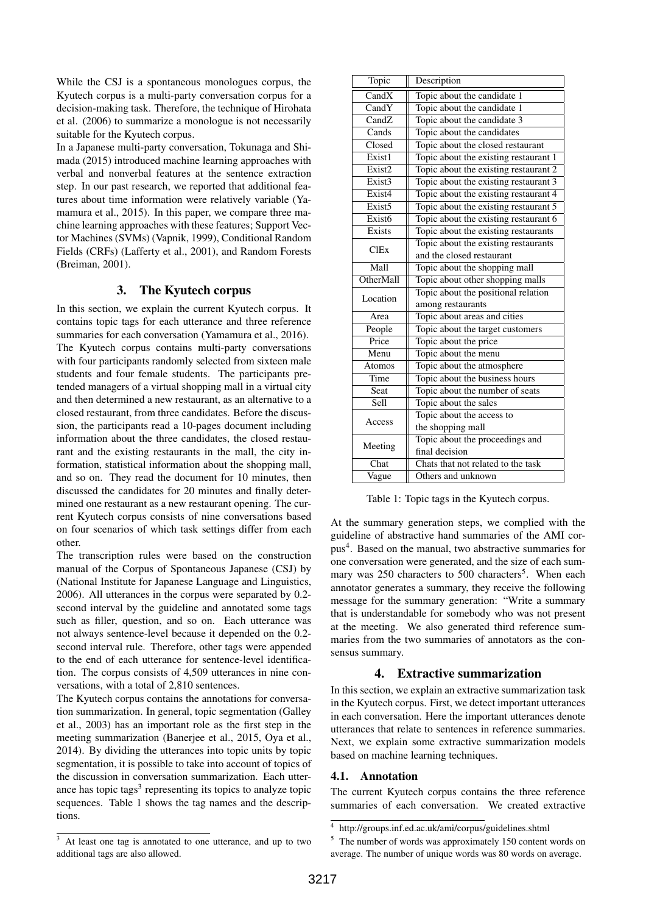While the CSJ is a spontaneous monologues corpus, the Kyutech corpus is a multi-party conversation corpus for a decision-making task. Therefore, the technique of Hirohata et al. (2006) to summarize a monologue is not necessarily suitable for the Kyutech corpus.

In a Japanese multi-party conversation, Tokunaga and Shimada (2015) introduced machine learning approaches with verbal and nonverbal features at the sentence extraction step. In our past research, we reported that additional features about time information were relatively variable (Yamamura et al., 2015). In this paper, we compare three machine learning approaches with these features; Support Vector Machines (SVMs) (Vapnik, 1999), Conditional Random Fields (CRFs) (Lafferty et al., 2001), and Random Forests (Breiman, 2001).

## 3. The Kyutech corpus

In this section, we explain the current Kyutech corpus. It contains topic tags for each utterance and three reference summaries for each conversation (Yamamura et al., 2016).

The Kyutech corpus contains multi-party conversations with four participants randomly selected from sixteen male students and four female students. The participants pretended managers of a virtual shopping mall in a virtual city and then determined a new restaurant, as an alternative to a closed restaurant, from three candidates. Before the discussion, the participants read a 10-pages document including information about the three candidates, the closed restaurant and the existing restaurants in the mall, the city information, statistical information about the shopping mall, and so on. They read the document for 10 minutes, then discussed the candidates for 20 minutes and finally determined one restaurant as a new restaurant opening. The current Kyutech corpus consists of nine conversations based on four scenarios of which task settings differ from each other.

The transcription rules were based on the construction manual of the Corpus of Spontaneous Japanese (CSJ) by (National Institute for Japanese Language and Linguistics, 2006). All utterances in the corpus were separated by 0.2-second interval by the guideline and annotated some tags such as filler, question, and so on. Each utterance was not always sentence-level because it depended on the 0.2-second interval rule. Therefore, other tags were appended to the end of each utterance for sentence-level identification. The corpus consists of 4,509 utterances in nine conversations, with a total of 2,810 sentences.

The Kyutech corpus contains the annotations for conversation summarization. In general, topic segmentation (Galley et al., 2003) has an important role as the first step in the meeting summarization (Banerjee et al., 2015, Oya et al., 2014). By dividing the utterances into topic units by topic segmentation, it is possible to take into account of topics of the discussion in conversation summarization. Each utterance has topic tags[3] representing its topics to analyze topic sequences. Table 1 shows the tag names and the descriptions.

| Topic | Description |
|---|---|
| CandX | Topic about the candidate 1 |
| CandY | Topic about the candidate 1 |
| CandZ | Topic about the candidate 3 |
| Cands | Topic about the candidates |
| Closed | Topic about the closed restaurant |
| Exist1 | Topic about the existing restaurant 1 |
| Exist2 | Topic about the existing restaurant 2 |
| Exist3 | Topic about the existing restaurant 3 |
| Exist4 | Topic about the existing restaurant 4 |
| Exist5 | Topic about the existing restaurant 5 |
| Exist6 | Topic about the existing restaurant 6 |
| Exists | Topic about the existing restaurants |
| ClEx | Topic about the existing restaurants and the closed restaurant |
| Mall | Topic about the shopping mall |
| OtherMall | Topic about other shopping malls |
| Location | Topic about the positional relation among restaurants |
| Area | Topic about areas and cities |
| People | Topic about the target customers |
| Price | Topic about the price |
| Menu | Topic about the menu |
| Atomos | Topic about the atmosphere |
| Time | Topic about the business hours |
| Seat | Topic about the number of seats |
| Sell | Topic about the sales |
| Access | Topic about the access to the shopping mall |
| Meeting | Topic about the proceedings and final decision |
| Chat | Chats that not related to the task |
| Vague | Others and unknown |

Table 1: Topic tags in the Kyutech corpus.

At the summary generation steps, we complied with the guideline of abstractive hand summaries of the AMI corpus[4]. Based on the manual, two abstractive summaries for one conversation were generated, and the size of each summary was 250 characters to 500 characters[5]. When each annotator generates a summary, they receive the following message for the summary generation: "Write a summary that is understandable for somebody who was not present at the meeting. We also generated third reference summaries from the two summaries of annotators as the consensus summary.

## 4. Extractive summarization

In this section, we explain an extractive summarization task in the Kyutech corpus. First, we detect important utterances in each conversation. Here the important utterances denote utterances that relate to sentences in reference summaries. Next, we explain some extractive summarization models based on machine learning techniques.

### 4.1. Annotation

The current Kyutech corpus contains the three reference summaries of each conversation. We created extractive

---

[3] At least one tag is annotated to one utterance, and up to two additional tags are also allowed.

[4] http://groups.inf.ed.ac.uk/ami/corpus/guidelines.shtml

[5] The number of words was approximately 150 content words on average. The number of unique words was 80 words on average.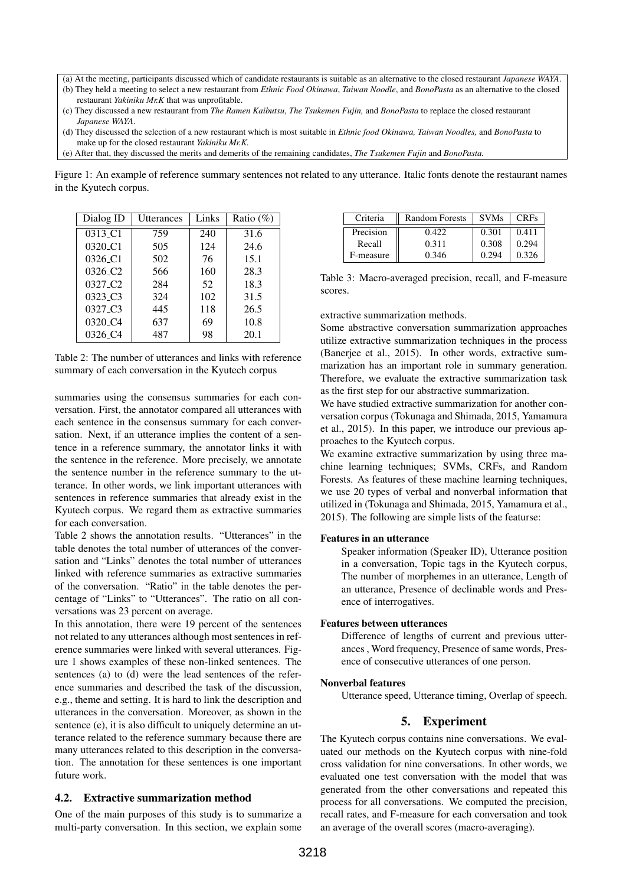(a) At the meeting, participants discussed which of candidate restaurants is suitable as an alternative to the closed restaurant *Japanese WAYA*.
(b) They held a meeting to select a new restaurant from *Ethnic Food Okinawa*, *Taiwan Noodle*, and *BonoPasta* as an alternative to the closed restaurant *Yakiniku Mr.K* that was unprofitable.
(c) They discussed a new restaurant from *The Ramen Kaibutsu*, *The Tsukemen Fujin,* and *BonoPasta* to replace the closed restaurant *Japanese WAYA*.
(d) They discussed the selection of a new restaurant which is most suitable in *Ethnic food Okinawa, Taiwan Noodles,* and *BonoPasta* to make up for the closed restaurant *Yakiniku Mr.K.*
(e) After that, they discussed the merits and demerits of the remaining candidates, *The Tsukemen Fujin* and *BonoPasta.*

Figure 1: An example of reference summary sentences not related to any utterance. Italic fonts denote the restaurant names in the Kyutech corpus.

| Dialog ID | Utterances | Links | Ratio (%) |
|---|---|---|---|
| 0313_C1 | 759 | 240 | 31.6 |
| 0320_C1 | 505 | 124 | 24.6 |
| 0326_C1 | 502 | 76 | 15.1 |
| 0326_C2 | 566 | 160 | 28.3 |
| 0327_C2 | 284 | 52 | 18.3 |
| 0323_C3 | 324 | 102 | 31.5 |
| 0327_C3 | 445 | 118 | 26.5 |
| 0320_C4 | 637 | 69 | 10.8 |
| 0326_C4 | 487 | 98 | 20.1 |

Table 2: The number of utterances and links with reference summary of each conversation in the Kyutech corpus

summaries using the consensus summaries for each conversation. First, the annotator compared all utterances with each sentence in the consensus summary for each conversation. Next, if an utterance implies the content of a sentence in a reference summary, the annotator links it with the sentence in the reference. More precisely, we annotate the sentence number in the reference summary to the utterance. In other words, we link important utterances with sentences in reference summaries that already exist in the Kyutech corpus. We regard them as extractive summaries for each conversation.

Table 2 shows the annotation results. "Utterances" in the table denotes the total number of utterances of the conversation and "Links" denotes the total number of utterances linked with reference summaries as extractive summaries of the conversation. "Ratio" in the table denotes the percentage of "Links" to "Utterances". The ratio on all conversations was 23 percent on average.

In this annotation, there were 19 percent of the sentences not related to any utterances although most sentences in reference summaries were linked with several utterances. Figure 1 shows examples of these non-linked sentences. The sentences (a) to (d) were the lead sentences of the reference summaries and described the task of the discussion, e.g., theme and setting. It is hard to link the description and utterances in the conversation. Moreover, as shown in the sentence (e), it is also difficult to uniquely determine an utterance related to the reference summary because there are many utterances related to this description in the conversation. The annotation for these sentences is one important future work.

### 4.2. Extractive summarization method

One of the main purposes of this study is to summarize a multi-party conversation. In this section, we explain some extractive summarization methods.

| Criteria | Random Forests | SVMs | CRFs |
|---|---|---|---|
| Precision | 0.422 | 0.301 | 0.411 |
| Recall | 0.311 | 0.308 | 0.294 |
| F-measure | 0.346 | 0.294 | 0.326 |

Table 3: Macro-averaged precision, recall, and F-measure scores.

Some abstractive conversation summarization approaches utilize extractive summarization techniques in the process (Banerjee et al., 2015). In other words, extractive summarization has an important role in summary generation. Therefore, we evaluate the extractive summarization task as the first step for our abstractive summarization.

We have studied extractive summarization for another conversation corpus (Tokunaga and Shimada, 2015, Yamamura et al., 2015). In this paper, we introduce our previous approaches to the Kyutech corpus.

We examine extractive summarization by using three machine learning techniques; SVMs, CRFs, and Random Forests. As features of these machine learning techniques, we use 20 types of verbal and nonverbal information that utilized in (Tokunaga and Shimada, 2015, Yamamura et al., 2015). The following are simple lists of the featurse:

**Features in an utterance**

Speaker information (Speaker ID), Utterance position in a conversation, Topic tags in the Kyutech corpus, The number of morphemes in an utterance, Length of an utterance, Presence of declinable words and Presence of interrogatives.

**Features between utterances**

Difference of lengths of current and previous utterances , Word frequency, Presence of same words, Presence of consecutive utterances of one person.

**Nonverbal features**

Utterance speed, Utterance timing, Overlap of speech.

## 5. Experiment

The Kyutech corpus contains nine conversations. We evaluated our methods on the Kyutech corpus with nine-fold cross validation for nine conversations. In other words, we evaluated one test conversation with the model that was generated from the other conversations and repeated this process for all conversations. We computed the precision, recall rates, and F-measure for each conversation and took an average of the overall scores (macro-averaging).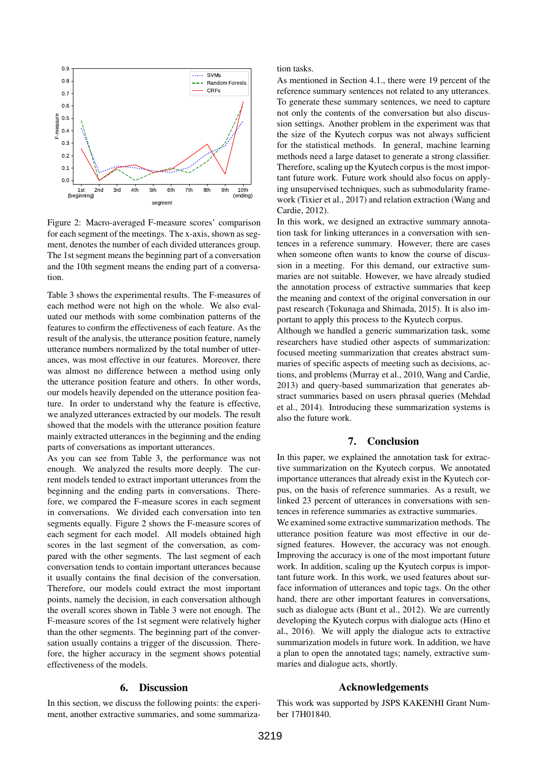Figure 2: Macro-averaged F-measure scores' comparison for each segment of the meetings. The x-axis, shown as segment, denotes the number of each divided utterances group. The 1st segment means the beginning part of a conversation and the 10th segment means the ending part of a conversation.

Table 3 shows the experimental results. The F-measures of each method were not high on the whole. We also evaluated our methods with some combination patterns of the features to confirm the effectiveness of each feature. As the result of the analysis, the utterance position feature, namely utterance numbers normalized by the total number of utterances, was most effective in our features. Moreover, there was almost no difference between a method using only the utterance position feature and others. In other words, our models heavily depended on the utterance position feature. In order to understand why the feature is effective, we analyzed utterances extracted by our models. The result showed that the models with the utterance position feature mainly extracted utterances in the beginning and the ending parts of conversations as important utterances.

As you can see from Table 3, the performance was not enough. We analyzed the results more deeply. The current models tended to extract important utterances from the beginning and the ending parts in conversations. Therefore, we compared the F-measure scores in each segment in conversations. We divided each conversation into ten segments equally. Figure 2 shows the F-measure scores of each segment for each model. All models obtained high scores in the last segment of the conversation, as compared with the other segments. The last segment of each conversation tends to contain important utterances because it usually contains the final decision of the conversation. Therefore, our models could extract the most important points, namely the decision, in each conversation although the overall scores shown in Table 3 were not enough. The F-measure scores of the 1st segment were relatively higher than the other segments. The beginning part of the conversation usually contains a trigger of the discussion. Therefore, the higher accuracy in the segment shows potential effectiveness of the models.

## 6. Discussion

In this section, we discuss the following points: the experiment, another extractive summaries, and some summarization tasks.

As mentioned in Section 4.1., there were 19 percent of the reference summary sentences not related to any utterances. To generate these summary sentences, we need to capture not only the contents of the conversation but also discussion settings. Another problem in the experiment was that the size of the Kyutech corpus was not always sufficient for the statistical methods. In general, machine learning methods need a large dataset to generate a strong classifier. Therefore, scaling up the Kyutech corpus is the most important future work. Future work should also focus on applying unsupervised techniques, such as submodularity framework (Tixier et al., 2017) and relation extraction (Wang and Cardie, 2012).

In this work, we designed an extractive summary annotation task for linking utterances in a conversation with sentences in a reference summary. However, there are cases when someone often wants to know the course of discussion in a meeting. For this demand, our extractive summaries are not suitable. However, we have already studied the annotation process of extractive summaries that keep the meaning and context of the original conversation in our past research (Tokunaga and Shimada, 2015). It is also important to apply this process to the Kyutech corpus.

Although we handled a generic summarization task, some researchers have studied other aspects of summarization: focused meeting summarization that creates abstract summaries of specific aspects of meeting such as decisions, actions, and problems (Murray et al., 2010, Wang and Cardie, 2013) and query-based summarization that generates abstract summaries based on users phrasal queries (Mehdad et al., 2014). Introducing these summarization systems is also the future work.

## 7. Conclusion

In this paper, we explained the annotation task for extractive summarization on the Kyutech corpus. We annotated importance utterances that already exist in the Kyutech corpus, on the basis of reference summaries. As a result, we linked 23 percent of utterances in conversations with sentences in reference summaries as extractive summaries.

We examined some extractive summarization methods. The utterance position feature was most effective in our designed features. However, the accuracy was not enough. Improving the accuracy is one of the most important future work. In addition, scaling up the Kyutech corpus is important future work. In this work, we used features about surface information of utterances and topic tags. On the other hand, there are other important features in conversations, such as dialogue acts (Bunt et al., 2012). We are currently developing the Kyutech corpus with dialogue acts (Hino et al., 2016). We will apply the dialogue acts to extractive summarization models in future work. In addition, we have a plan to open the annotated tags; namely, extractive summaries and dialogue acts, shortly.

## Acknowledgements

This work was supported by JSPS KAKENHI Grant Number 17H01840.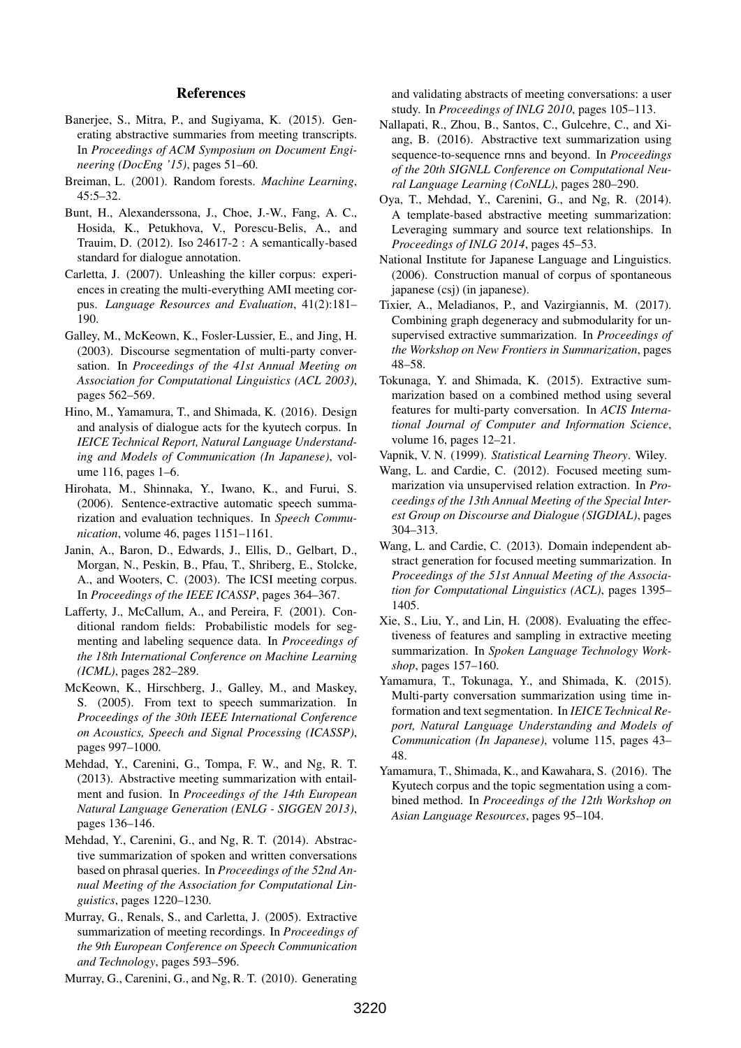## References

Banerjee, S., Mitra, P., and Sugiyama, K. (2015). Generating abstractive summaries from meeting transcripts. In *Proceedings of ACM Symposium on Document Engineering (DocEng '15)*, pages 51–60.

Breiman, L. (2001). Random forests. *Machine Learning*, 45:5–32.

Bunt, H., Alexanderssona, J., Choe, J.-W., Fang, A. C., Hosida, K., Petukhova, V., Porescu-Belis, A., and Trauim, D. (2012). Iso 24617-2 : A semantically-based standard for dialogue annotation.

Carletta, J. (2007). Unleashing the killer corpus: experiences in creating the multi-everything AMI meeting corpus. *Language Resources and Evaluation*, 41(2):181–190.

Galley, M., McKeown, K., Fosler-Lussier, E., and Jing, H. (2003). Discourse segmentation of multi-party conversation. In *Proceedings of the 41st Annual Meeting on Association for Computational Linguistics (ACL 2003)*, pages 562–569.

Hino, M., Yamamura, T., and Shimada, K. (2016). Design and analysis of dialogue acts for the kyutech corpus. In *IEICE Technical Report, Natural Language Understanding and Models of Communication (In Japanese)*, volume 116, pages 1–6.

Hirohata, M., Shinnaka, Y., Iwano, K., and Furui, S. (2006). Sentence-extractive automatic speech summarization and evaluation techniques. In *Speech Communication*, volume 46, pages 1151–1161.

Janin, A., Baron, D., Edwards, J., Ellis, D., Gelbart, D., Morgan, N., Peskin, B., Pfau, T., Shriberg, E., Stolcke, A., and Wooters, C. (2003). The ICSI meeting corpus. In *Proceedings of the IEEE ICASSP*, pages 364–367.

Lafferty, J., McCallum, A., and Pereira, F. (2001). Conditional random fields: Probabilistic models for segmenting and labeling sequence data. In *Proceedings of the 18th International Conference on Machine Learning (ICML)*, pages 282–289.

McKeown, K., Hirschberg, J., Galley, M., and Maskey, S. (2005). From text to speech summarization. In *Proceedings of the 30th IEEE International Conference on Acoustics, Speech and Signal Processing (ICASSP)*, pages 997–1000.

Mehdad, Y., Carenini, G., Tompa, F. W., and Ng, R. T. (2013). Abstractive meeting summarization with entailment and fusion. In *Proceedings of the 14th European Natural Language Generation (ENLG - SIGGEN 2013)*, pages 136–146.

Mehdad, Y., Carenini, G., and Ng, R. T. (2014). Abstractive summarization of spoken and written conversations based on phrasal queries. In *Proceedings of the 52nd Annual Meeting of the Association for Computational Linguistics*, pages 1220–1230.

Murray, G., Renals, S., and Carletta, J. (2005). Extractive summarization of meeting recordings. In *Proceedings of the 9th European Conference on Speech Communication and Technology*, pages 593–596.

Murray, G., Carenini, G., and Ng, R. T. (2010). Generating and validating abstracts of meeting conversations: a user study. In *Proceedings of INLG 2010*, pages 105–113.

Nallapati, R., Zhou, B., Santos, C., Gulcehre, C., and Xiang, B. (2016). Abstractive text summarization using sequence-to-sequence rnns and beyond. In *Proceedings of the 20th SIGNLL Conference on Computational Neural Language Learning (CoNLL)*, pages 280–290.

Oya, T., Mehdad, Y., Carenini, G., and Ng, R. (2014). A template-based abstractive meeting summarization: Leveraging summary and source text relationships. In *Proceedings of INLG 2014*, pages 45–53.

National Institute for Japanese Language and Linguistics. (2006). Construction manual of corpus of spontaneous japanese (csj) (in japanese).

Tixier, A., Meladianos, P., and Vazirgiannis, M. (2017). Combining graph degeneracy and submodularity for unsupervised extractive summarization. In *Proceedings of the Workshop on New Frontiers in Summarization*, pages 48–58.

Tokunaga, Y. and Shimada, K. (2015). Extractive summarization based on a combined method using several features for multi-party conversation. In *ACIS International Journal of Computer and Information Science*, volume 16, pages 12–21.

Vapnik, V. N. (1999). *Statistical Learning Theory*. Wiley.

Wang, L. and Cardie, C. (2012). Focused meeting summarization via unsupervised relation extraction. In *Proceedings of the 13th Annual Meeting of the Special Interest Group on Discourse and Dialogue (SIGDIAL)*, pages 304–313.

Wang, L. and Cardie, C. (2013). Domain independent abstract generation for focused meeting summarization. In *Proceedings of the 51st Annual Meeting of the Association for Computational Linguistics (ACL)*, pages 1395–1405.

Xie, S., Liu, Y., and Lin, H. (2008). Evaluating the effectiveness of features and sampling in extractive meeting summarization. In *Spoken Language Technology Workshop*, pages 157–160.

Yamamura, T., Tokunaga, Y., and Shimada, K. (2015). Multi-party conversation summarization using time information and text segmentation. In *IEICE Technical Report, Natural Language Understanding and Models of Communication (In Japanese)*, volume 115, pages 43–48.

Yamamura, T., Shimada, K., and Kawahara, S. (2016). The Kyutech corpus and the topic segmentation using a combined method. In *Proceedings of the 12th Workshop on Asian Language Resources*, pages 95–104.